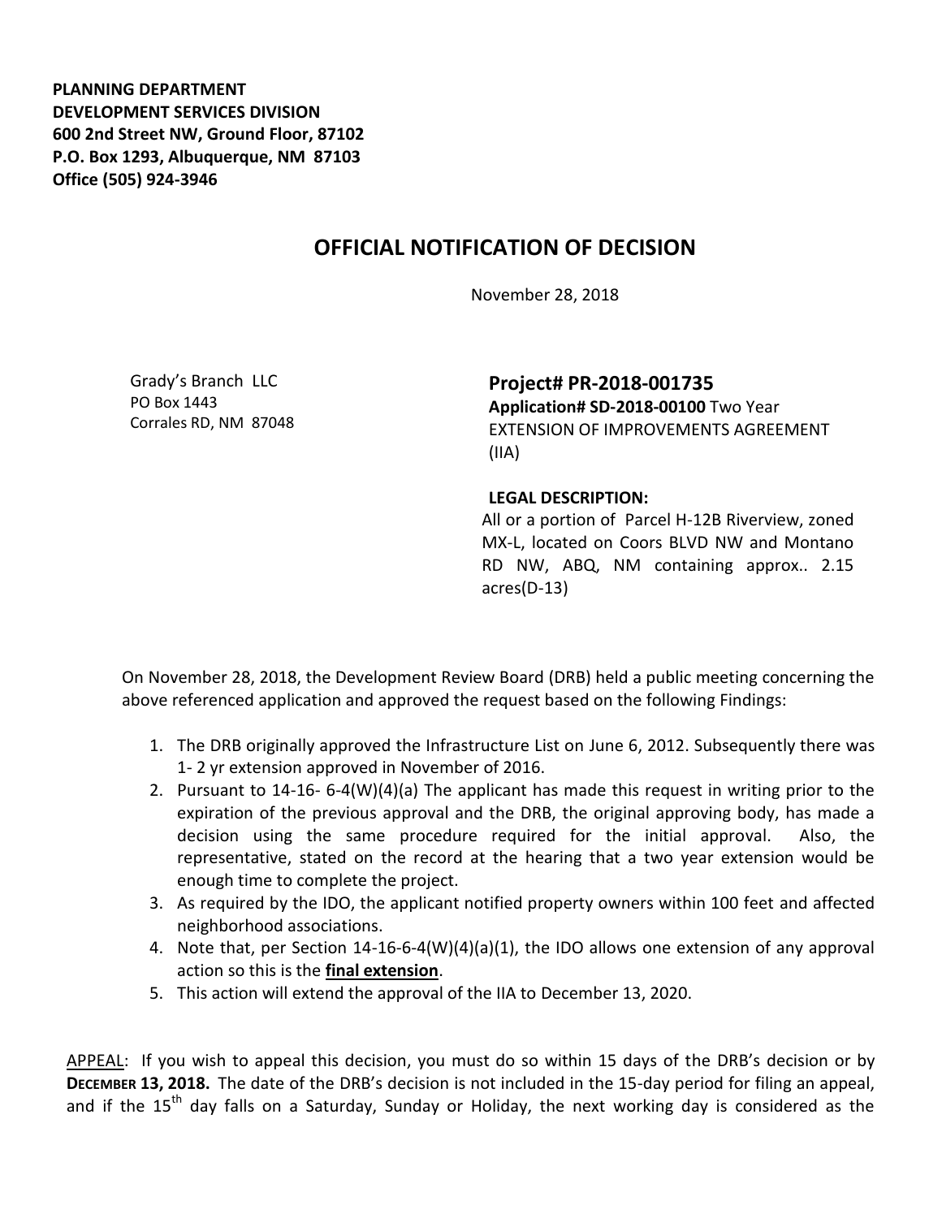**PLANNING DEPARTMENT**
**DEVELOPMENT SERVICES DIVISION**
**600 2nd Street NW, Ground Floor, 87102**
**P.O. Box 1293, Albuquerque, NM 87103**
**Office (505) 924-3946**

# OFFICIAL NOTIFICATION OF DECISION

November 28, 2018

Grady's Branch LLC
PO Box 1443
Corrales RD, NM 87048

**Project# PR-2018-001735**
**Application# SD-2018-00100** Two Year EXTENSION OF IMPROVEMENTS AGREEMENT (IIA)

**LEGAL DESCRIPTION:**
All or a portion of Parcel H-12B Riverview, zoned MX-L, located on Coors BLVD NW and Montano RD NW, ABQ, NM containing approx.. 2.15 acres(D-13)

On November 28, 2018, the Development Review Board (DRB) held a public meeting concerning the above referenced application and approved the request based on the following Findings:

1. The DRB originally approved the Infrastructure List on June 6, 2012. Subsequently there was 1- 2 yr extension approved in November of 2016.
2. Pursuant to 14-16- 6-4(W)(4)(a) The applicant has made this request in writing prior to the expiration of the previous approval and the DRB, the original approving body, has made a decision using the same procedure required for the initial approval. Also, the representative, stated on the record at the hearing that a two year extension would be enough time to complete the project.
3. As required by the IDO, the applicant notified property owners within 100 feet and affected neighborhood associations.
4. Note that, per Section 14-16-6-4(W)(4)(a)(1), the IDO allows one extension of any approval action so this is the **final extension**.
5. This action will extend the approval of the IIA to December 13, 2020.

APPEAL: If you wish to appeal this decision, you must do so within 15 days of the DRB's decision or by **DECEMBER 13, 2018.** The date of the DRB's decision is not included in the 15-day period for filing an appeal, and if the 15th day falls on a Saturday, Sunday or Holiday, the next working day is considered as the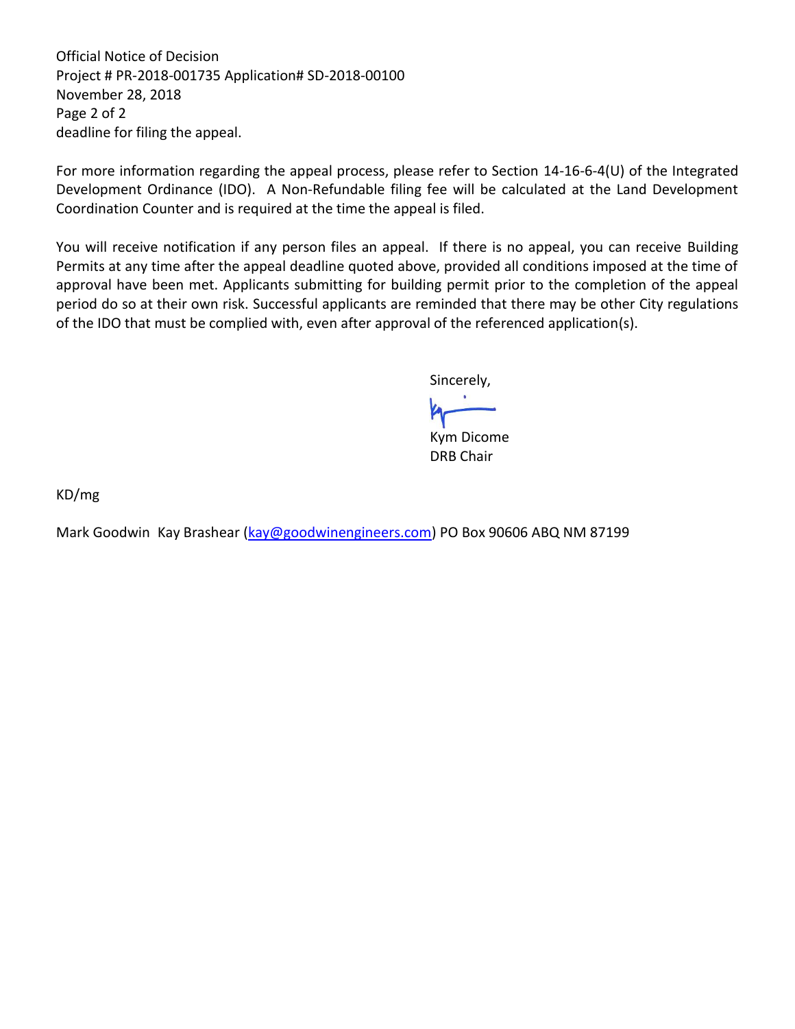deadline for filing the appeal.

For more information regarding the appeal process, please refer to Section 14-16-6-4(U) of the Integrated Development Ordinance (IDO). A Non-Refundable filing fee will be calculated at the Land Development Coordination Counter and is required at the time the appeal is filed.

You will receive notification if any person files an appeal. If there is no appeal, you can receive Building Permits at any time after the appeal deadline quoted above, provided all conditions imposed at the time of approval have been met. Applicants submitting for building permit prior to the completion of the appeal period do so at their own risk. Successful applicants are reminded that there may be other City regulations of the IDO that must be complied with, even after approval of the referenced application(s).

Sincerely,

Kym Dicome
DRB Chair

KD/mg

Mark Goodwin Kay Brashear (kay@goodwinengineers.com) PO Box 90606 ABQ NM 87199